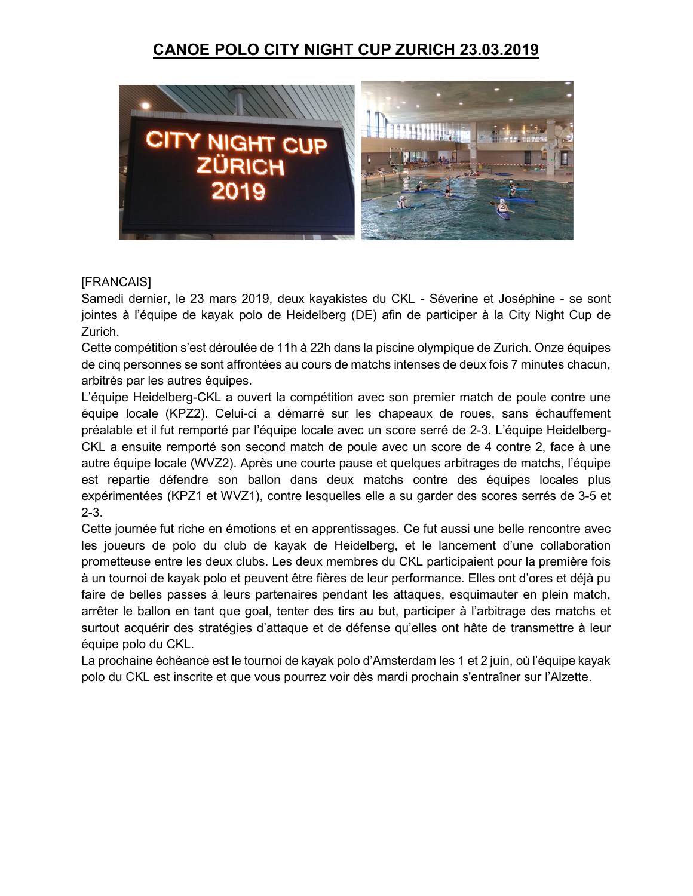# CANOE POLO CITY NIGHT CUP ZURICH 23.03.2019

[FRANCAIS]

Samedi dernier, le 23 mars 2019, deux kayakistes du CKL - Séverine et Joséphine - se sont jointes à l'équipe de kayak polo de Heidelberg (DE) afin de participer à la City Night Cup de Zurich.

Cette compétition s'est déroulée de 11h à 22h dans la piscine olympique de Zurich. Onze équipes de cinq personnes se sont affrontées au cours de matchs intenses de deux fois 7 minutes chacun, arbitrés par les autres équipes.

L'équipe Heidelberg-CKL a ouvert la compétition avec son premier match de poule contre une équipe locale (KPZ2). Celui-ci a démarré sur les chapeaux de roues, sans échauffement préalable et il fut remporté par l'équipe locale avec un score serré de 2-3. L'équipe Heidelberg-CKL a ensuite remporté son second match de poule avec un score de 4 contre 2, face à une autre équipe locale (WVZ2). Après une courte pause et quelques arbitrages de matchs, l'équipe est repartie défendre son ballon dans deux matchs contre des équipes locales plus expérimentées (KPZ1 et WVZ1), contre lesquelles elle a su garder des scores serrés de 3-5 et 2-3.

Cette journée fut riche en émotions et en apprentissages. Ce fut aussi une belle rencontre avec les joueurs de polo du club de kayak de Heidelberg, et le lancement d'une collaboration prometteuse entre les deux clubs. Les deux membres du CKL participaient pour la première fois à un tournoi de kayak polo et peuvent être fières de leur performance. Elles ont d'ores et déjà pu faire de belles passes à leurs partenaires pendant les attaques, esquimauter en plein match, arrêter le ballon en tant que goal, tenter des tirs au but, participer à l'arbitrage des matchs et surtout acquérir des stratégies d'attaque et de défense qu'elles ont hâte de transmettre à leur équipe polo du CKL.

La prochaine échéance est le tournoi de kayak polo d'Amsterdam les 1 et 2 juin, où l'équipe kayak polo du CKL est inscrite et que vous pourrez voir dès mardi prochain s'entraîner sur l'Alzette.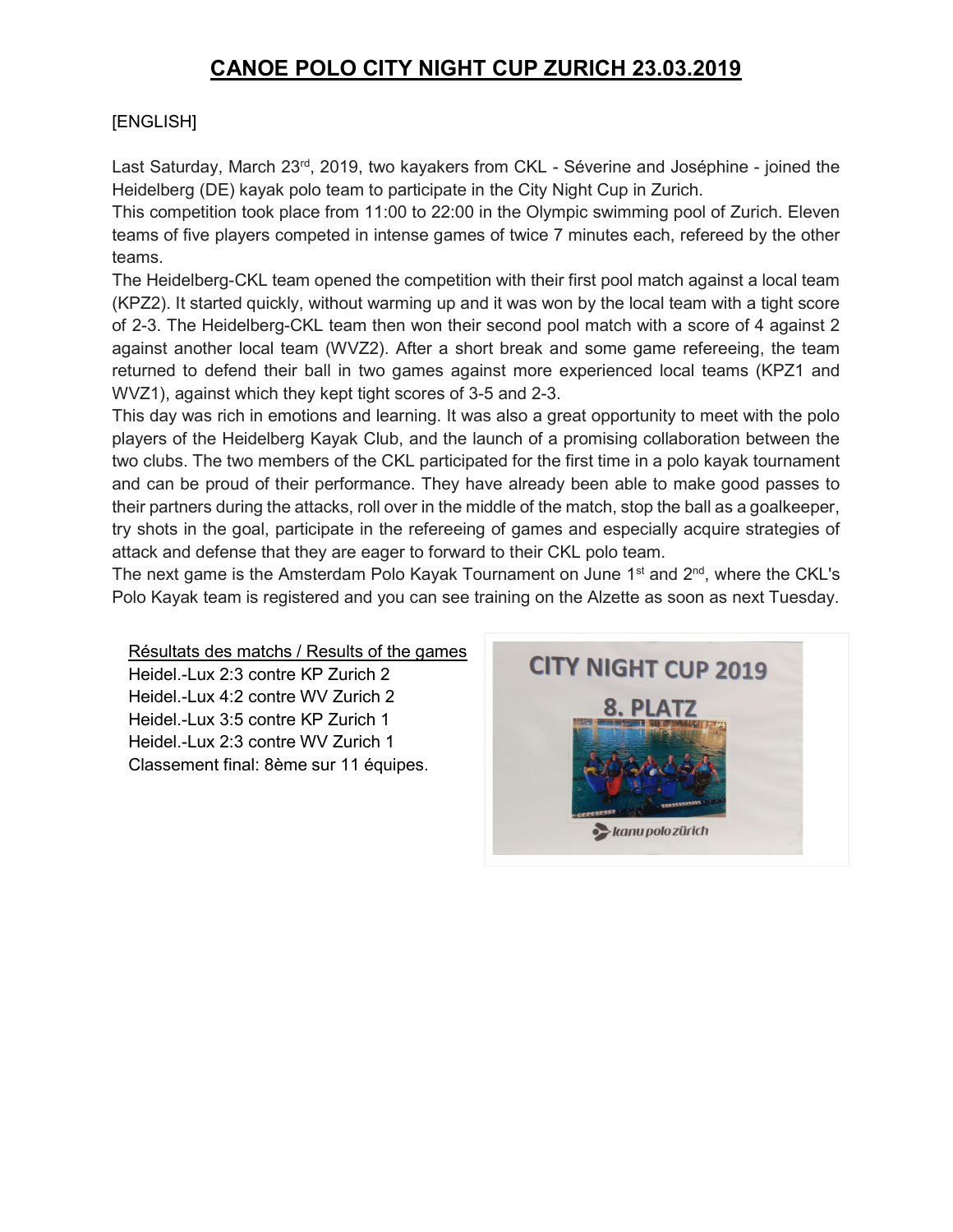# CANOE POLO CITY NIGHT CUP ZURICH 23.03.2019

[ENGLISH]

Last Saturday, March 23rd, 2019, two kayakers from CKL - Séverine and Joséphine - joined the Heidelberg (DE) kayak polo team to participate in the City Night Cup in Zurich.
This competition took place from 11:00 to 22:00 in the Olympic swimming pool of Zurich. Eleven teams of five players competed in intense games of twice 7 minutes each, refereed by the other teams.
The Heidelberg-CKL team opened the competition with their first pool match against a local team (KPZ2). It started quickly, without warming up and it was won by the local team with a tight score of 2-3. The Heidelberg-CKL team then won their second pool match with a score of 4 against 2 against another local team (WVZ2). After a short break and some game refereeing, the team returned to defend their ball in two games against more experienced local teams (KPZ1 and WVZ1), against which they kept tight scores of 3-5 and 2-3.
This day was rich in emotions and learning. It was also a great opportunity to meet with the polo players of the Heidelberg Kayak Club, and the launch of a promising collaboration between the two clubs. The two members of the CKL participated for the first time in a polo kayak tournament and can be proud of their performance. They have already been able to make good passes to their partners during the attacks, roll over in the middle of the match, stop the ball as a goalkeeper, try shots in the goal, participate in the refereeing of games and especially acquire strategies of attack and defense that they are eager to forward to their CKL polo team.
The next game is the Amsterdam Polo Kayak Tournament on June 1st and 2nd, where the CKL's Polo Kayak team is registered and you can see training on the Alzette as soon as next Tuesday.

Résultats des matchs / Results of the games

Heidel.-Lux 2:3 contre KP Zurich 2
Heidel.-Lux 4:2 contre WV Zurich 2
Heidel.-Lux 3:5 contre KP Zurich 1
Heidel.-Lux 2:3 contre WV Zurich 1
Classement final: 8ème sur 11 équipes.

CITY NIGHT CUP 2019

8. PLATZ

kanupolo zürich